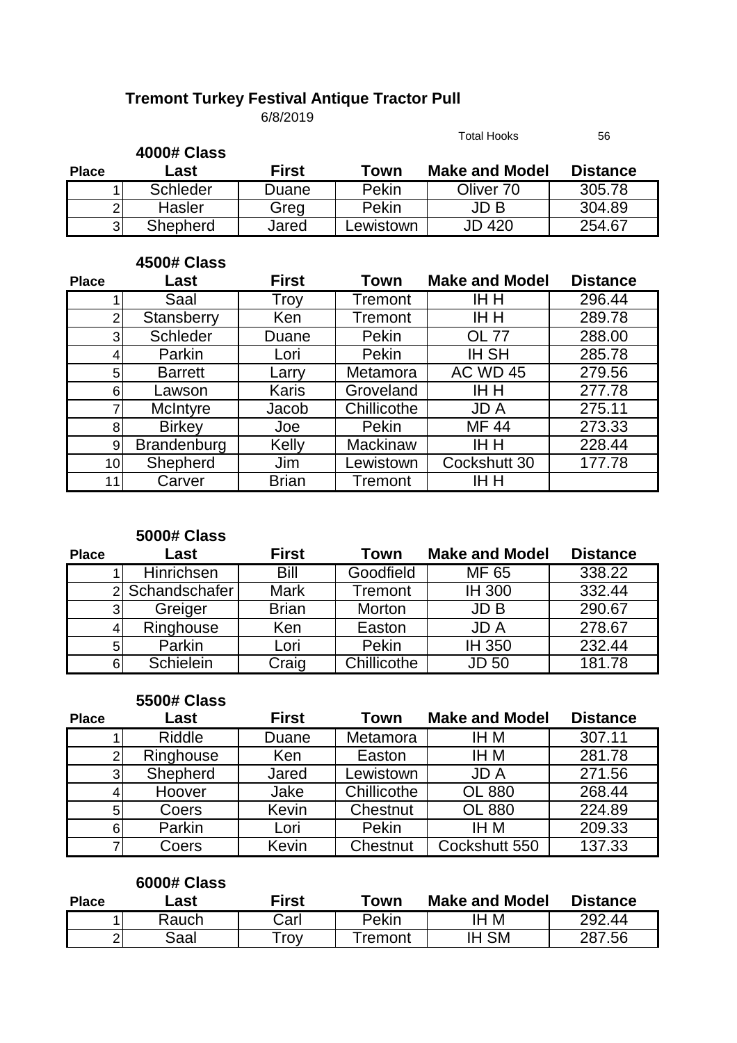# Tremont Turkey Festival Antique Tractor Pull

6/8/2019

Total Hooks 56

## 4000# Class

| Place | Last | First | Town | Make and Model | Distance |
|---|---|---|---|---|---|
| 1 | Schleder | Duane | Pekin | Oliver 70 | 305.78 |
| 2 | Hasler | Greg | Pekin | JD B | 304.89 |
| 3 | Shepherd | Jared | Lewistown | JD 420 | 254.67 |

## 4500# Class

| Place | Last | First | Town | Make and Model | Distance |
|---|---|---|---|---|---|
| 1 | Saal | Troy | Tremont | IH H | 296.44 |
| 2 | Stansberry | Ken | Tremont | IH H | 289.78 |
| 3 | Schleder | Duane | Pekin | OL 77 | 288.00 |
| 4 | Parkin | Lori | Pekin | IH SH | 285.78 |
| 5 | Barrett | Larry | Metamora | AC WD 45 | 279.56 |
| 6 | Lawson | Karis | Groveland | IH H | 277.78 |
| 7 | McIntyre | Jacob | Chillicothe | JD A | 275.11 |
| 8 | Birkey | Joe | Pekin | MF 44 | 273.33 |
| 9 | Brandenburg | Kelly | Mackinaw | IH H | 228.44 |
| 10 | Shepherd | Jim | Lewistown | Cockshutt 30 | 177.78 |
| 11 | Carver | Brian | Tremont | IH H | |

## 5000# Class

| Place | Last | First | Town | Make and Model | Distance |
|---|---|---|---|---|---|
| 1 | Hinrichsen | Bill | Goodfield | MF 65 | 338.22 |
| 2 | Schandschafer | Mark | Tremont | IH 300 | 332.44 |
| 3 | Greiger | Brian | Morton | JD B | 290.67 |
| 4 | Ringhouse | Ken | Easton | JD A | 278.67 |
| 5 | Parkin | Lori | Pekin | IH 350 | 232.44 |
| 6 | Schielein | Craig | Chillicothe | JD 50 | 181.78 |

## 5500# Class

| Place | Last | First | Town | Make and Model | Distance |
|---|---|---|---|---|---|
| 1 | Riddle | Duane | Metamora | IH M | 307.11 |
| 2 | Ringhouse | Ken | Easton | IH M | 281.78 |
| 3 | Shepherd | Jared | Lewistown | JD A | 271.56 |
| 4 | Hoover | Jake | Chillicothe | OL 880 | 268.44 |
| 5 | Coers | Kevin | Chestnut | OL 880 | 224.89 |
| 6 | Parkin | Lori | Pekin | IH M | 209.33 |
| 7 | Coers | Kevin | Chestnut | Cockshutt 550 | 137.33 |

## 6000# Class

| Place | Last | First | Town | Make and Model | Distance |
|---|---|---|---|---|---|
| 1 | Rauch | Carl | Pekin | IH M | 292.44 |
| 2 | Saal | Troy | Tremont | IH SM | 287.56 |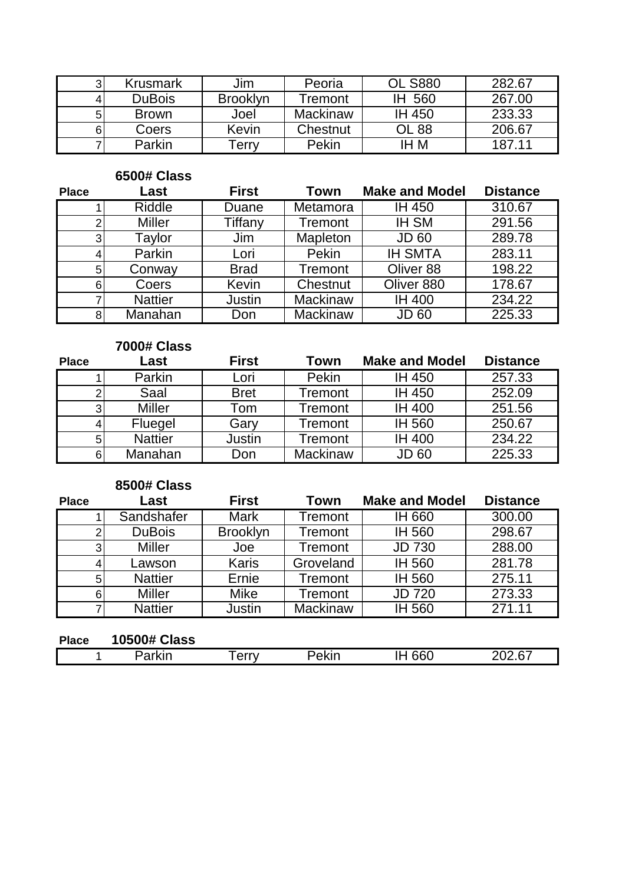| Place | Last | First | Town | Make and Model | Distance |
| --- | --- | --- | --- | --- | --- |
| 3 | Krusmark | Jim | Peoria | OL S880 | 282.67 |
| 4 | DuBois | Brooklyn | Tremont | IH 560 | 267.00 |
| 5 | Brown | Joel | Mackinaw | IH 450 | 233.33 |
| 6 | Coers | Kevin | Chestnut | OL 88 | 206.67 |
| 7 | Parkin | Terry | Pekin | IH M | 187.11 |

**6500# Class**

| Place | Last | First | Town | Make and Model | Distance |
| --- | --- | --- | --- | --- | --- |
| 1 | Riddle | Duane | Metamora | IH 450 | 310.67 |
| 2 | Miller | Tiffany | Tremont | IH SM | 291.56 |
| 3 | Taylor | Jim | Mapleton | JD 60 | 289.78 |
| 4 | Parkin | Lori | Pekin | IH SMTA | 283.11 |
| 5 | Conway | Brad | Tremont | Oliver 88 | 198.22 |
| 6 | Coers | Kevin | Chestnut | Oliver 880 | 178.67 |
| 7 | Nattier | Justin | Mackinaw | IH 400 | 234.22 |
| 8 | Manahan | Don | Mackinaw | JD 60 | 225.33 |

**7000# Class**

| Place | Last | First | Town | Make and Model | Distance |
| --- | --- | --- | --- | --- | --- |
| 1 | Parkin | Lori | Pekin | IH 450 | 257.33 |
| 2 | Saal | Bret | Tremont | IH 450 | 252.09 |
| 3 | Miller | Tom | Tremont | IH 400 | 251.56 |
| 4 | Fluegel | Gary | Tremont | IH 560 | 250.67 |
| 5 | Nattier | Justin | Tremont | IH 400 | 234.22 |
| 6 | Manahan | Don | Mackinaw | JD 60 | 225.33 |

**8500# Class**

| Place | Last | First | Town | Make and Model | Distance |
| --- | --- | --- | --- | --- | --- |
| 1 | Sandshafer | Mark | Tremont | IH 660 | 300.00 |
| 2 | DuBois | Brooklyn | Tremont | IH 560 | 298.67 |
| 3 | Miller | Joe | Tremont | JD 730 | 288.00 |
| 4 | Lawson | Karis | Groveland | IH 560 | 281.78 |
| 5 | Nattier | Ernie | Tremont | IH 560 | 275.11 |
| 6 | Miller | Mike | Tremont | JD 720 | 273.33 |
| 7 | Nattier | Justin | Mackinaw | IH 560 | 271.11 |

**10500# Class**

| Place | Last | First | Town | Make and Model | Distance |
| --- | --- | --- | --- | --- | --- |
| 1 | Parkin | Terry | Pekin | IH 660 | 202.67 |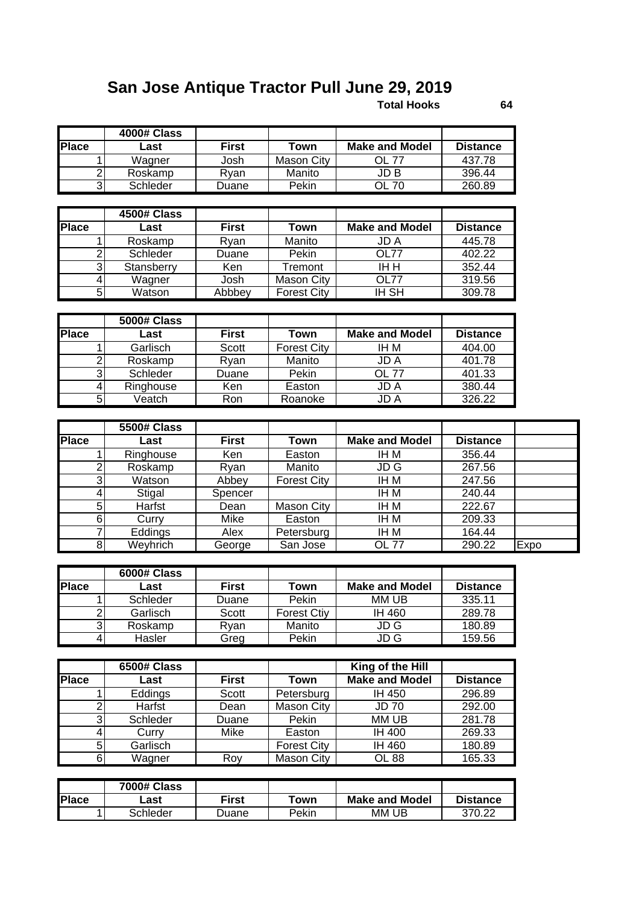# San Jose Antique Tractor Pull June 29, 2019

**Total Hooks** 64

| | 4000# Class | | | | |
|---|---|---|---|---|---|
| **Place** | **Last** | **First** | **Town** | **Make and Model** | **Distance** |
| 1 | Wagner | Josh | Mason City | OL 77 | 437.78 |
| 2 | Roskamp | Ryan | Manito | JD B | 396.44 |
| 3 | Schleder | Duane | Pekin | OL 70 | 260.89 |

| | 4500# Class | | | | |
|---|---|---|---|---|---|
| **Place** | **Last** | **First** | **Town** | **Make and Model** | **Distance** |
| 1 | Roskamp | Ryan | Manito | JD A | 445.78 |
| 2 | Schleder | Duane | Pekin | OL77 | 402.22 |
| 3 | Stansberry | Ken | Tremont | IH H | 352.44 |
| 4 | Wagner | Josh | Mason City | OL77 | 319.56 |
| 5 | Watson | Abbbey | Forest City | IH SH | 309.78 |

| | 5000# Class | | | | |
|---|---|---|---|---|---|
| **Place** | **Last** | **First** | **Town** | **Make and Model** | **Distance** |
| 1 | Garlisch | Scott | Forest City | IH M | 404.00 |
| 2 | Roskamp | Ryan | Manito | JD A | 401.78 |
| 3 | Schleder | Duane | Pekin | OL 77 | 401.33 |
| 4 | Ringhouse | Ken | Easton | JD A | 380.44 |
| 5 | Veatch | Ron | Roanoke | JD A | 326.22 |

| | 5500# Class | | | | | |
|---|---|---|---|---|---|---|
| **Place** | **Last** | **First** | **Town** | **Make and Model** | **Distance** | |
| 1 | Ringhouse | Ken | Easton | IH M | 356.44 | |
| 2 | Roskamp | Ryan | Manito | JD G | 267.56 | |
| 3 | Watson | Abbey | Forest City | IH M | 247.56 | |
| 4 | Stigal | Spencer | | IH M | 240.44 | |
| 5 | Harfst | Dean | Mason City | IH M | 222.67 | |
| 6 | Curry | Mike | Easton | IH M | 209.33 | |
| 7 | Eddings | Alex | Petersburg | IH M | 164.44 | |
| 8 | Weyhrich | George | San Jose | OL 77 | 290.22 | Expo |

| | 6000# Class | | | | |
|---|---|---|---|---|---|
| **Place** | **Last** | **First** | **Town** | **Make and Model** | **Distance** |
| 1 | Schleder | Duane | Pekin | MM UB | 335.11 |
| 2 | Garlisch | Scott | Forest Ctiy | IH 460 | 289.78 |
| 3 | Roskamp | Ryan | Manito | JD G | 180.89 |
| 4 | Hasler | Greg | Pekin | JD G | 159.56 |

| | 6500# Class | | | King of the Hill | |
|---|---|---|---|---|---|
| **Place** | **Last** | **First** | **Town** | **Make and Model** | **Distance** |
| 1 | Eddings | Scott | Petersburg | IH 450 | 296.89 |
| 2 | Harfst | Dean | Mason City | JD 70 | 292.00 |
| 3 | Schleder | Duane | Pekin | MM UB | 281.78 |
| 4 | Curry | Mike | Easton | IH 400 | 269.33 |
| 5 | Garlisch | | Forest City | IH 460 | 180.89 |
| 6 | Wagner | Roy | Mason City | OL 88 | 165.33 |

| | 7000# Class | | | | |
|---|---|---|---|---|---|
| **Place** | **Last** | **First** | **Town** | **Make and Model** | **Distance** |
| 1 | Schleder | Duane | Pekin | MM UB | 370.22 |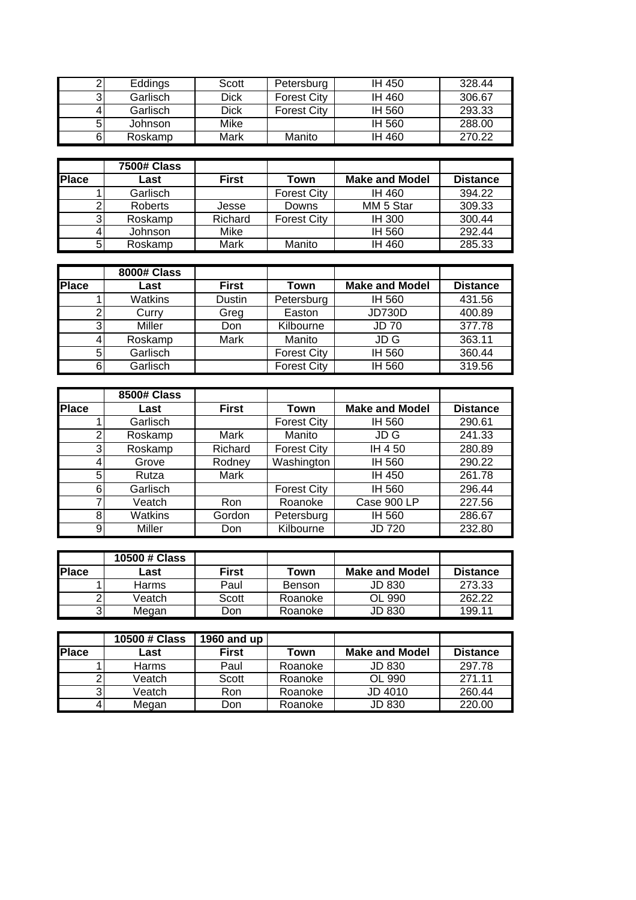| | | | | | |
|---|---|---|---|---|---|
| 2 | Eddings | Scott | Petersburg | IH 450 | 328.44 |
| 3 | Garlisch | Dick | Forest City | IH 460 | 306.67 |
| 4 | Garlisch | Dick | Forest City | IH 560 | 293.33 |
| 5 | Johnson | Mike | | IH 560 | 288.00 |
| 6 | Roskamp | Mark | Manito | IH 460 | 270.22 |

| | 7500# Class | | | | |
|---|---|---|---|---|---|
| **Place** | **Last** | **First** | **Town** | **Make and Model** | **Distance** |
| 1 | Garlisch | | Forest City | IH 460 | 394.22 |
| 2 | Roberts | Jesse | Downs | MM 5 Star | 309.33 |
| 3 | Roskamp | Richard | Forest City | IH 300 | 300.44 |
| 4 | Johnson | Mike | | IH 560 | 292.44 |
| 5 | Roskamp | Mark | Manito | IH 460 | 285.33 |

| | 8000# Class | | | | |
|---|---|---|---|---|---|
| **Place** | **Last** | **First** | **Town** | **Make and Model** | **Distance** |
| 1 | Watkins | Dustin | Petersburg | IH 560 | 431.56 |
| 2 | Curry | Greg | Easton | JD730D | 400.89 |
| 3 | Miller | Don | Kilbourne | JD 70 | 377.78 |
| 4 | Roskamp | Mark | Manito | JD G | 363.11 |
| 5 | Garlisch | | Forest City | IH 560 | 360.44 |
| 6 | Garlisch | | Forest City | IH 560 | 319.56 |

| | 8500# Class | | | | |
|---|---|---|---|---|---|
| **Place** | **Last** | **First** | **Town** | **Make and Model** | **Distance** |
| 1 | Garlisch | | Forest City | IH 560 | 290.61 |
| 2 | Roskamp | Mark | Manito | JD G | 241.33 |
| 3 | Roskamp | Richard | Forest City | IH 4 50 | 280.89 |
| 4 | Grove | Rodney | Washington | IH 560 | 290.22 |
| 5 | Rutza | Mark | | IH 450 | 261.78 |
| 6 | Garlisch | | Forest City | IH 560 | 296.44 |
| 7 | Veatch | Ron | Roanoke | Case 900 LP | 227.56 |
| 8 | Watkins | Gordon | Petersburg | IH 560 | 286.67 |
| 9 | Miller | Don | Kilbourne | JD 720 | 232.80 |

| | 10500 # Class | | | | |
|---|---|---|---|---|---|
| **Place** | **Last** | **First** | **Town** | **Make and Model** | **Distance** |
| 1 | Harms | Paul | Benson | JD 830 | 273.33 |
| 2 | Veatch | Scott | Roanoke | OL 990 | 262.22 |
| 3 | Megan | Don | Roanoke | JD 830 | 199.11 |

| | 10500 # Class | 1960 and up | | | |
|---|---|---|---|---|---|
| **Place** | **Last** | **First** | **Town** | **Make and Model** | **Distance** |
| 1 | Harms | Paul | Roanoke | JD 830 | 297.78 |
| 2 | Veatch | Scott | Roanoke | OL 990 | 271.11 |
| 3 | Veatch | Ron | Roanoke | JD 4010 | 260.44 |
| 4 | Megan | Don | Roanoke | JD 830 | 220.00 |